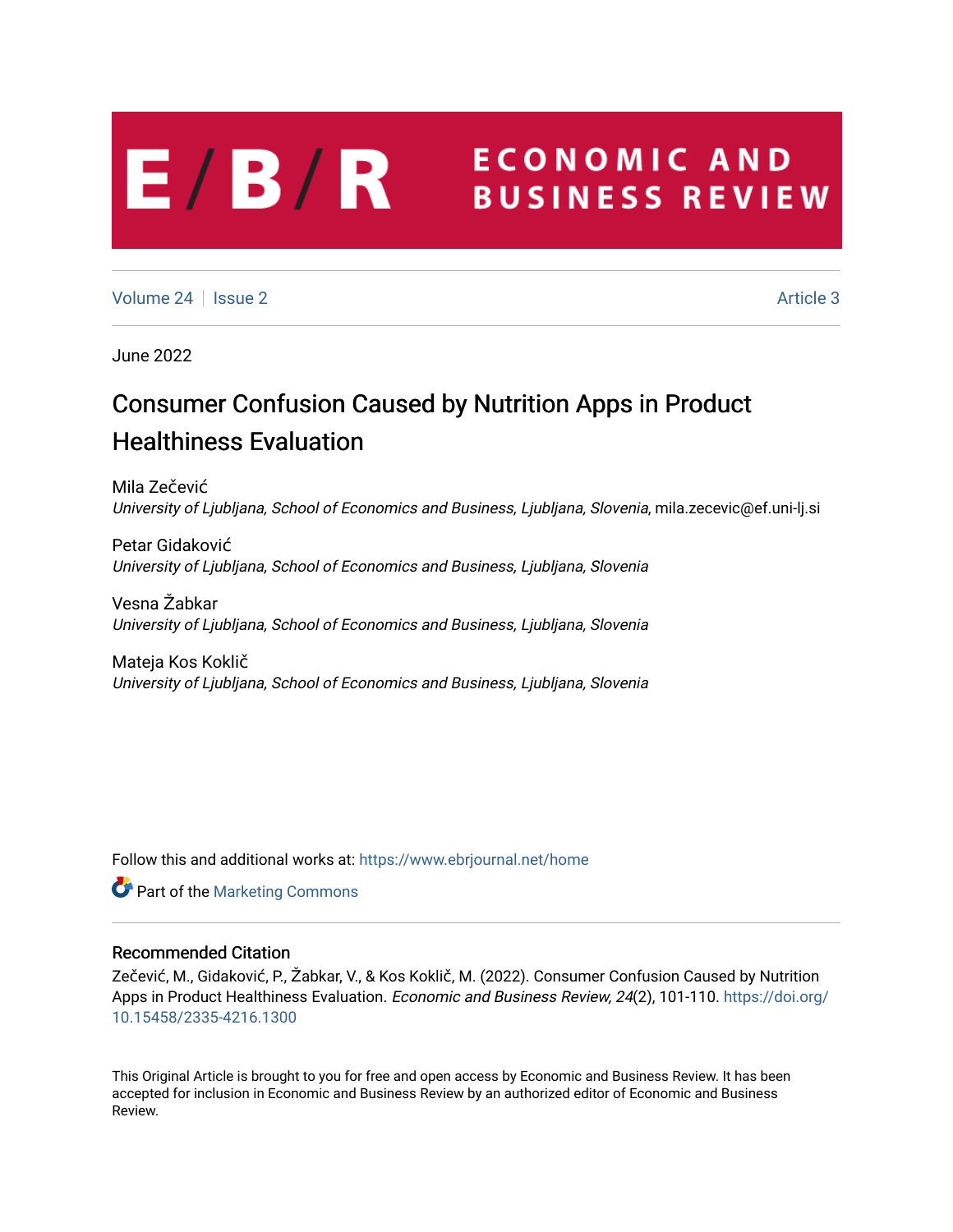# E/B/R ECONOMIC AND BUSINESS REVIEW

Volume 24 | Issue 2 | Article 3

June 2022

# Consumer Confusion Caused by Nutrition Apps in Product Healthiness Evaluation

Mila Zečević
*University of Ljubljana, School of Economics and Business, Ljubljana, Slovenia*, mila.zecevic@ef.uni-lj.si

Petar Gidaković
*University of Ljubljana, School of Economics and Business, Ljubljana, Slovenia*

Vesna Žabkar
*University of Ljubljana, School of Economics and Business, Ljubljana, Slovenia*

Mateja Kos Koklič
*University of Ljubljana, School of Economics and Business, Ljubljana, Slovenia*

Follow this and additional works at: https://www.ebrjournal.net/home

Part of the Marketing Commons

## Recommended Citation

Zečević, M., Gidaković, P., Žabkar, V., & Kos Koklič, M. (2022). Consumer Confusion Caused by Nutrition Apps in Product Healthiness Evaluation. *Economic and Business Review, 24*(2), 101-110. https://doi.org/10.15458/2335-4216.1300

This Original Article is brought to you for free and open access by Economic and Business Review. It has been accepted for inclusion in Economic and Business Review by an authorized editor of Economic and Business Review.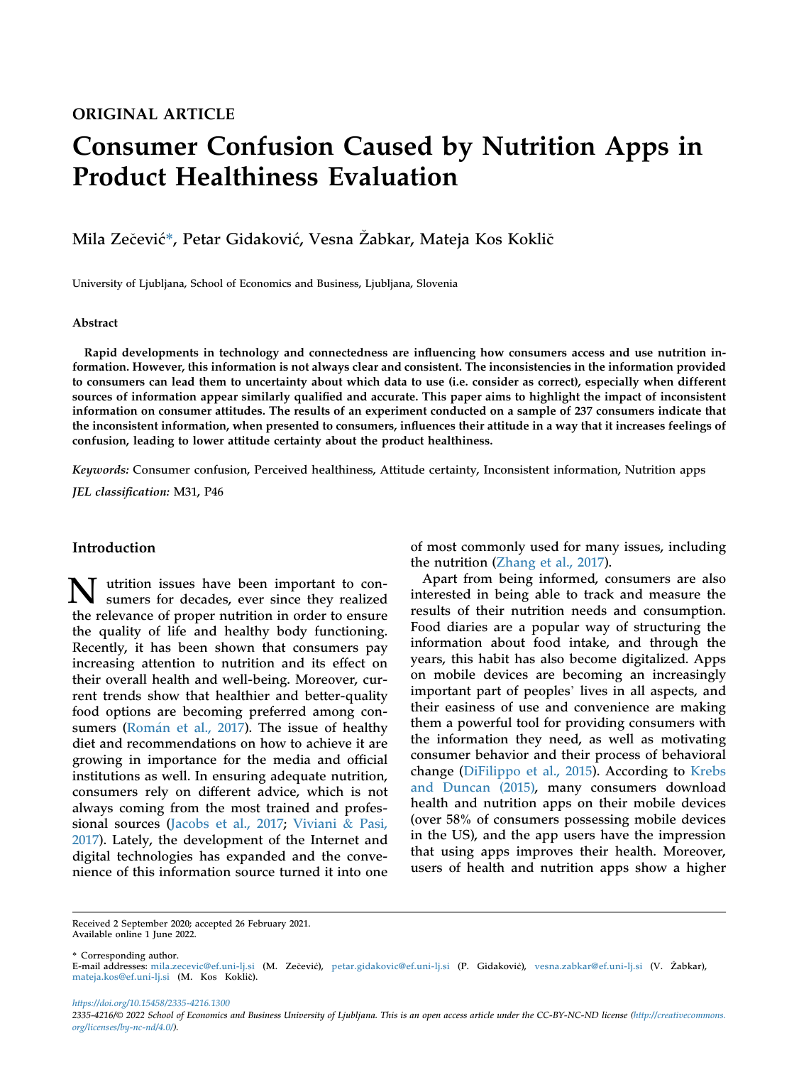ORIGINAL ARTICLE

# Consumer Confusion Caused by Nutrition Apps in Product Healthiness Evaluation

Mila Zečević*, Petar Gidaković, Vesna Žabkar, Mateja Kos Koklič

University of Ljubljana, School of Economics and Business, Ljubljana, Slovenia

## Abstract

**Rapid developments in technology and connectedness are influencing how consumers access and use nutrition information. However, this information is not always clear and consistent. The inconsistencies in the information provided to consumers can lead them to uncertainty about which data to use (i.e. consider as correct), especially when different sources of information appear similarly qualified and accurate. This paper aims to highlight the impact of inconsistent information on consumer attitudes. The results of an experiment conducted on a sample of 237 consumers indicate that the inconsistent information, when presented to consumers, influences their attitude in a way that it increases feelings of confusion, leading to lower attitude certainty about the product healthiness.**

*Keywords:* Consumer confusion, Perceived healthiness, Attitude certainty, Inconsistent information, Nutrition apps

*JEL classification:* M31, P46

## Introduction

Nutrition issues have been important to consumers for decades, ever since they realized the relevance of proper nutrition in order to ensure the quality of life and healthy body functioning. Recently, it has been shown that consumers pay increasing attention to nutrition and its effect on their overall health and well-being. Moreover, current trends show that healthier and better-quality food options are becoming preferred among consumers (Román et al., 2017). The issue of healthy diet and recommendations on how to achieve it are growing in importance for the media and official institutions as well. In ensuring adequate nutrition, consumers rely on different advice, which is not always coming from the most trained and professional sources (Jacobs et al., 2017; Viviani & Pasi, 2017). Lately, the development of the Internet and digital technologies has expanded and the convenience of this information source turned it into one of most commonly used for many issues, including the nutrition (Zhang et al., 2017).

Apart from being informed, consumers are also interested in being able to track and measure the results of their nutrition needs and consumption. Food diaries are a popular way of structuring the information about food intake, and through the years, this habit has also become digitalized. Apps on mobile devices are becoming an increasingly important part of peoples' lives in all aspects, and their easiness of use and convenience are making them a powerful tool for providing consumers with the information they need, as well as motivating consumer behavior and their process of behavioral change (DiFilippo et al., 2015). According to Krebs and Duncan (2015), many consumers download health and nutrition apps on their mobile devices (over 58% of consumers possessing mobile devices in the US), and the app users have the impression that using apps improves their health. Moreover, users of health and nutrition apps show a higher

Received 2 September 2020; accepted 26 February 2021.
Available online 1 June 2022.

\* Corresponding author.
E-mail addresses: mila.zecevic@ef.uni-lj.si (M. Zečević), petar.gidakovic@ef.uni-lj.si (P. Gidaković), vesna.zabkar@ef.uni-lj.si (V. Žabkar), mateja.kos@ef.uni-lj.si (M. Kos Koklič).

https://doi.org/10.15458/2335-4216.1300
2335-4216/© 2022 School of Economics and Business University of Ljubljana. This is an open access article under the CC-BY-NC-ND license (http://creativecommons.org/licenses/by-nc-nd/4.0/).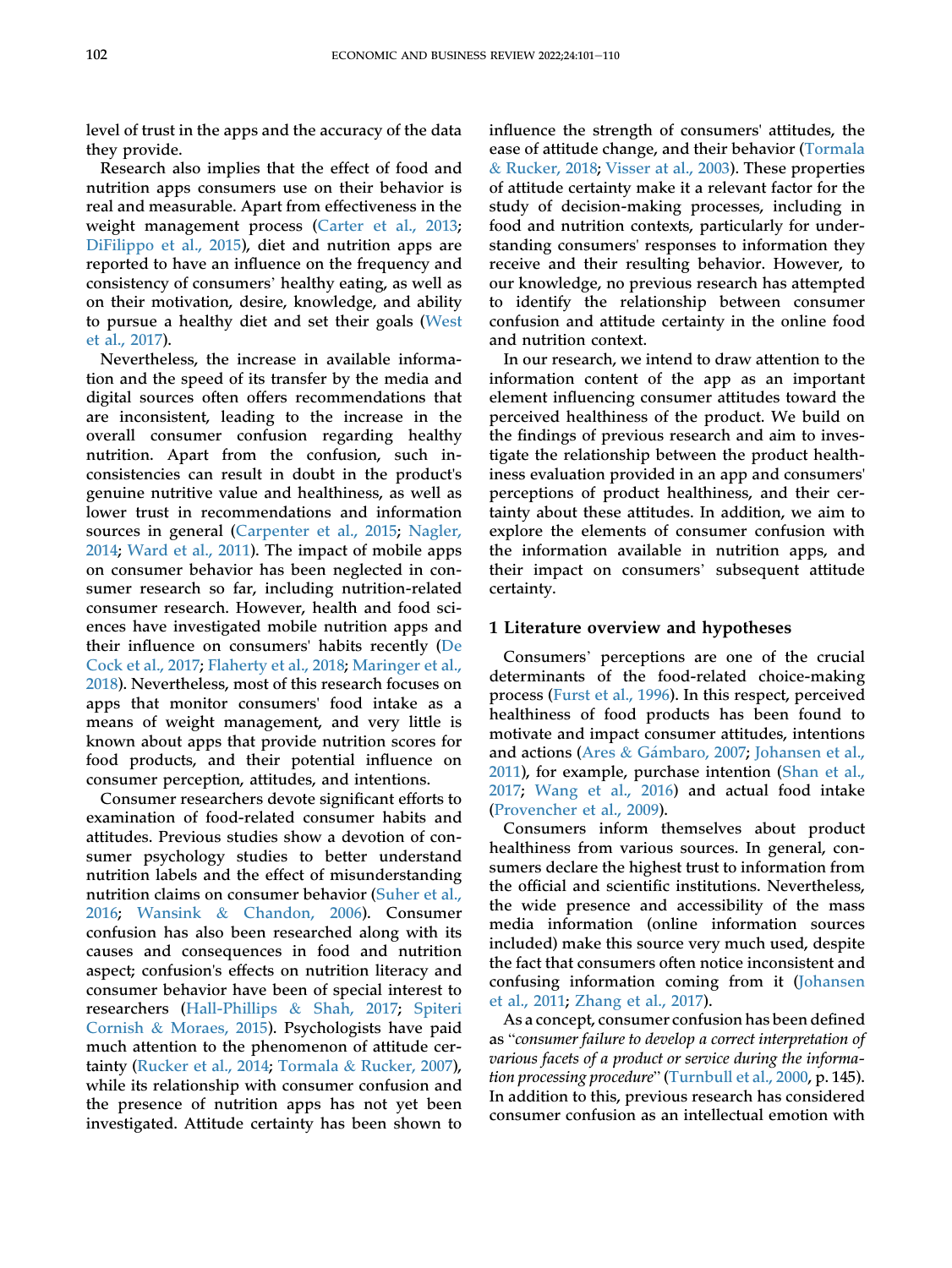level of trust in the apps and the accuracy of the data they provide.

Research also implies that the effect of food and nutrition apps consumers use on their behavior is real and measurable. Apart from effectiveness in the weight management process (Carter et al., 2013; DiFilippo et al., 2015), diet and nutrition apps are reported to have an influence on the frequency and consistency of consumers' healthy eating, as well as on their motivation, desire, knowledge, and ability to pursue a healthy diet and set their goals (West et al., 2017).

Nevertheless, the increase in available information and the speed of its transfer by the media and digital sources often offers recommendations that are inconsistent, leading to the increase in the overall consumer confusion regarding healthy nutrition. Apart from the confusion, such inconsistencies can result in doubt in the product's genuine nutritive value and healthiness, as well as lower trust in recommendations and information sources in general (Carpenter et al., 2015; Nagler, 2014; Ward et al., 2011). The impact of mobile apps on consumer behavior has been neglected in consumer research so far, including nutrition-related consumer research. However, health and food sciences have investigated mobile nutrition apps and their influence on consumers' habits recently (De Cock et al., 2017; Flaherty et al., 2018; Maringer et al., 2018). Nevertheless, most of this research focuses on apps that monitor consumers' food intake as a means of weight management, and very little is known about apps that provide nutrition scores for food products, and their potential influence on consumer perception, attitudes, and intentions.

Consumer researchers devote significant efforts to examination of food-related consumer habits and attitudes. Previous studies show a devotion of consumer psychology studies to better understand nutrition labels and the effect of misunderstanding nutrition claims on consumer behavior (Suher et al., 2016; Wansink & Chandon, 2006). Consumer confusion has also been researched along with its causes and consequences in food and nutrition aspect; confusion's effects on nutrition literacy and consumer behavior have been of special interest to researchers (Hall-Phillips & Shah, 2017; Spiteri Cornish & Moraes, 2015). Psychologists have paid much attention to the phenomenon of attitude certainty (Rucker et al., 2014; Tormala & Rucker, 2007), while its relationship with consumer confusion and the presence of nutrition apps has not yet been investigated. Attitude certainty has been shown to influence the strength of consumers' attitudes, the ease of attitude change, and their behavior (Tormala & Rucker, 2018; Visser at al., 2003). These properties of attitude certainty make it a relevant factor for the study of decision-making processes, including in food and nutrition contexts, particularly for understanding consumers' responses to information they receive and their resulting behavior. However, to our knowledge, no previous research has attempted to identify the relationship between consumer confusion and attitude certainty in the online food and nutrition context.

In our research, we intend to draw attention to the information content of the app as an important element influencing consumer attitudes toward the perceived healthiness of the product. We build on the findings of previous research and aim to investigate the relationship between the product healthiness evaluation provided in an app and consumers' perceptions of product healthiness, and their certainty about these attitudes. In addition, we aim to explore the elements of consumer confusion with the information available in nutrition apps, and their impact on consumers' subsequent attitude certainty.

## 1 Literature overview and hypotheses

Consumers' perceptions are one of the crucial determinants of the food-related choice-making process (Furst et al., 1996). In this respect, perceived healthiness of food products has been found to motivate and impact consumer attitudes, intentions and actions (Ares & Gámbaro, 2007; Johansen et al., 2011), for example, purchase intention (Shan et al., 2017; Wang et al., 2016) and actual food intake (Provencher et al., 2009).

Consumers inform themselves about product healthiness from various sources. In general, consumers declare the highest trust to information from the official and scientific institutions. Nevertheless, the wide presence and accessibility of the mass media information (online information sources included) make this source very much used, despite the fact that consumers often notice inconsistent and confusing information coming from it (Johansen et al., 2011; Zhang et al., 2017).

As a concept, consumer confusion has been defined as "*consumer failure to develop a correct interpretation of various facets of a product or service during the information processing procedure*" (Turnbull et al., 2000, p. 145). In addition to this, previous research has considered consumer confusion as an intellectual emotion with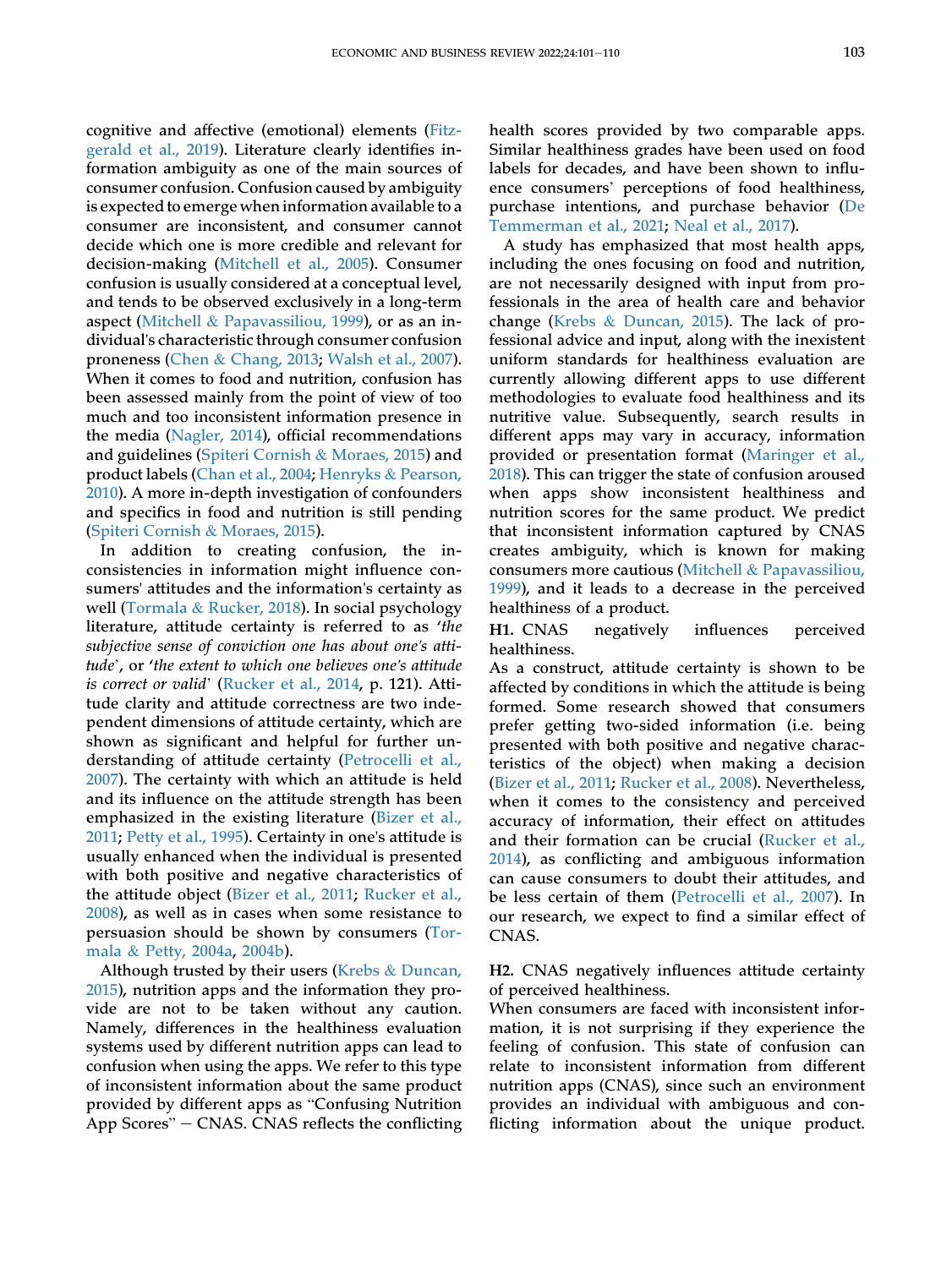cognitive and affective (emotional) elements (Fitzgerald et al., 2019). Literature clearly identifies information ambiguity as one of the main sources of consumer confusion. Confusion caused by ambiguity is expected to emerge when information available to a consumer are inconsistent, and consumer cannot decide which one is more credible and relevant for decision-making (Mitchell et al., 2005). Consumer confusion is usually considered at a conceptual level, and tends to be observed exclusively in a long-term aspect (Mitchell & Papavassiliou, 1999), or as an individual's characteristic through consumer confusion proneness (Chen & Chang, 2013; Walsh et al., 2007). When it comes to food and nutrition, confusion has been assessed mainly from the point of view of too much and too inconsistent information presence in the media (Nagler, 2014), official recommendations and guidelines (Spiteri Cornish & Moraes, 2015) and product labels (Chan et al., 2004; Henryks & Pearson, 2010). A more in-depth investigation of confounders and specifics in food and nutrition is still pending (Spiteri Cornish & Moraes, 2015).

In addition to creating confusion, the inconsistencies in information might influence consumers' attitudes and the information's certainty as well (Tormala & Rucker, 2018). In social psychology literature, attitude certainty is referred to as '*the subjective sense of conviction one has about one's attitude*', or '*the extent to which one believes one's attitude is correct or valid*' (Rucker et al., 2014, p. 121). Attitude clarity and attitude correctness are two independent dimensions of attitude certainty, which are shown as significant and helpful for further understanding of attitude certainty (Petrocelli et al., 2007). The certainty with which an attitude is held and its influence on the attitude strength has been emphasized in the existing literature (Bizer et al., 2011; Petty et al., 1995). Certainty in one's attitude is usually enhanced when the individual is presented with both positive and negative characteristics of the attitude object (Bizer et al., 2011; Rucker et al., 2008), as well as in cases when some resistance to persuasion should be shown by consumers (Tormala & Petty, 2004a, 2004b).

Although trusted by their users (Krebs & Duncan, 2015), nutrition apps and the information they provide are not to be taken without any caution. Namely, differences in the healthiness evaluation systems used by different nutrition apps can lead to confusion when using the apps. We refer to this type of inconsistent information about the same product provided by different apps as "Confusing Nutrition App Scores" – CNAS. CNAS reflects the conflicting health scores provided by two comparable apps. Similar healthiness grades have been used on food labels for decades, and have been shown to influence consumers' perceptions of food healthiness, purchase intentions, and purchase behavior (De Temmerman et al., 2021; Neal et al., 2017).

A study has emphasized that most health apps, including the ones focusing on food and nutrition, are not necessarily designed with input from professionals in the area of health care and behavior change (Krebs & Duncan, 2015). The lack of professional advice and input, along with the inexistent uniform standards for healthiness evaluation are currently allowing different apps to use different methodologies to evaluate food healthiness and its nutritive value. Subsequently, search results in different apps may vary in accuracy, information provided or presentation format (Maringer et al., 2018). This can trigger the state of confusion aroused when apps show inconsistent healthiness and nutrition scores for the same product. We predict that inconsistent information captured by CNAS creates ambiguity, which is known for making consumers more cautious (Mitchell & Papavassiliou, 1999), and it leads to a decrease in the perceived healthiness of a product.

**H1.** CNAS negatively influences perceived healthiness.

As a construct, attitude certainty is shown to be affected by conditions in which the attitude is being formed. Some research showed that consumers prefer getting two-sided information (i.e. being presented with both positive and negative characteristics of the object) when making a decision (Bizer et al., 2011; Rucker et al., 2008). Nevertheless, when it comes to the consistency and perceived accuracy of information, their effect on attitudes and their formation can be crucial (Rucker et al., 2014), as conflicting and ambiguous information can cause consumers to doubt their attitudes, and be less certain of them (Petrocelli et al., 2007). In our research, we expect to find a similar effect of CNAS.

**H2.** CNAS negatively influences attitude certainty of perceived healthiness.

When consumers are faced with inconsistent information, it is not surprising if they experience the feeling of confusion. This state of confusion can relate to inconsistent information from different nutrition apps (CNAS), since such an environment provides an individual with ambiguous and conflicting information about the unique product.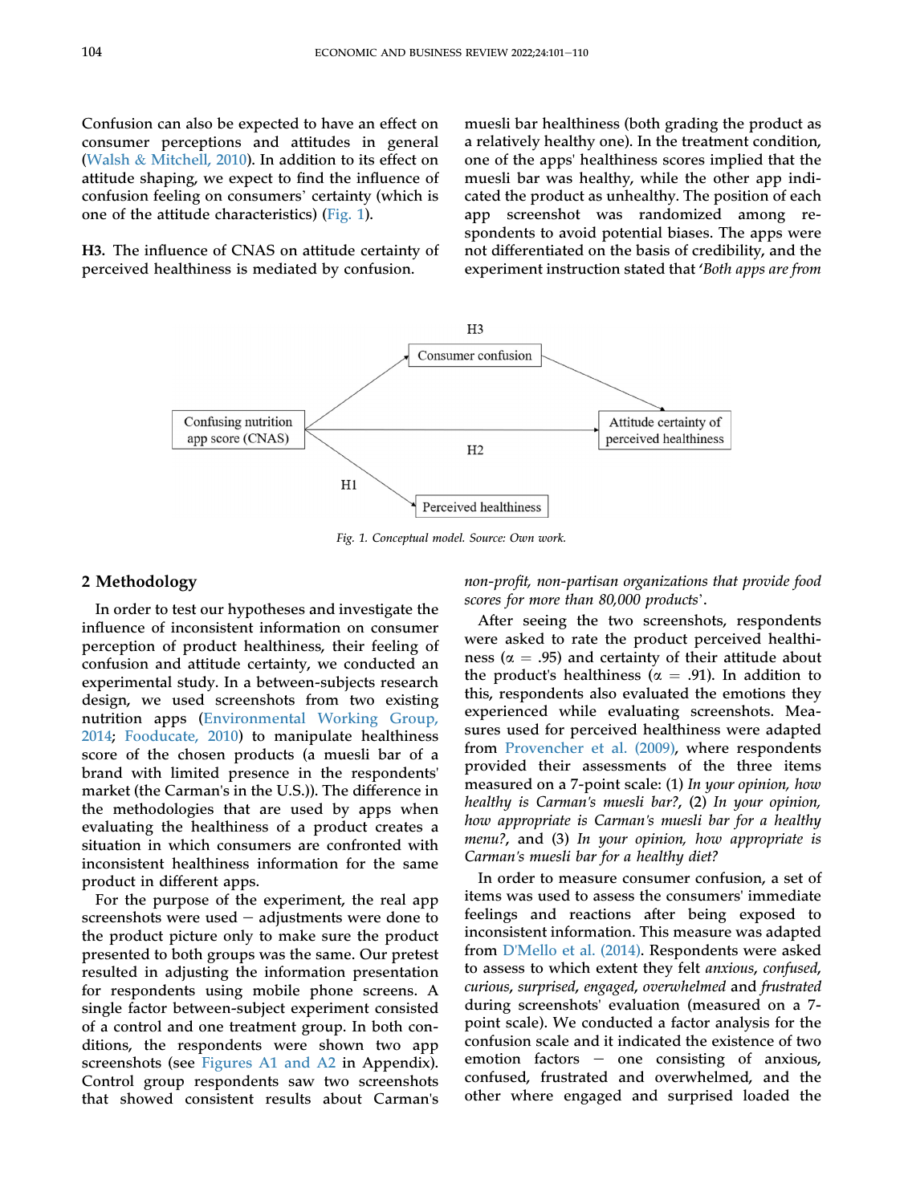Confusion can also be expected to have an effect on consumer perceptions and attitudes in general (Walsh & Mitchell, 2010). In addition to its effect on attitude shaping, we expect to find the influence of confusion feeling on consumers` certainty (which is one of the attitude characteristics) (Fig. 1).

**H3.** The influence of CNAS on attitude certainty of perceived healthiness is mediated by confusion.

muesli bar healthiness (both grading the product as a relatively healthy one). In the treatment condition, one of the apps' healthiness scores implied that the muesli bar was healthy, while the other app indicated the product as unhealthy. The position of each app screenshot was randomized among respondents to avoid potential biases. The apps were not differentiated on the basis of credibility, and the experiment instruction stated that '*Both apps are from non-profit, non-partisan organizations that provide food scores for more than 80,000 products*`.

Fig. 1. Conceptual model. Source: Own work.

## 2 Methodology

In order to test our hypotheses and investigate the influence of inconsistent information on consumer perception of product healthiness, their feeling of confusion and attitude certainty, we conducted an experimental study. In a between-subjects research design, we used screenshots from two existing nutrition apps (Environmental Working Group, 2014; Fooducate, 2010) to manipulate healthiness score of the chosen products (a muesli bar of a brand with limited presence in the respondents' market (the Carman's in the U.S.)). The difference in the methodologies that are used by apps when evaluating the healthiness of a product creates a situation in which consumers are confronted with inconsistent healthiness information for the same product in different apps.

For the purpose of the experiment, the real app screenshots were used – adjustments were done to the product picture only to make sure the product presented to both groups was the same. Our pretest resulted in adjusting the information presentation for respondents using mobile phone screens. A single factor between-subject experiment consisted of a control and one treatment group. In both conditions, the respondents were shown two app screenshots (see Figures A1 and A2 in Appendix). Control group respondents saw two screenshots that showed consistent results about Carman's

After seeing the two screenshots, respondents were asked to rate the product perceived healthiness ($\alpha$ = .95) and certainty of their attitude about the product's healthiness ($\alpha$ = .91). In addition to this, respondents also evaluated the emotions they experienced while evaluating screenshots. Measures used for perceived healthiness were adapted from Provencher et al. (2009), where respondents provided their assessments of the three items measured on a 7-point scale: (1) *In your opinion, how healthy is Carman's muesli bar?*, (2) *In your opinion, how appropriate is Carman's muesli bar for a healthy menu?*, and (3) *In your opinion, how appropriate is Carman's muesli bar for a healthy diet?*

In order to measure consumer confusion, a set of items was used to assess the consumers' immediate feelings and reactions after being exposed to inconsistent information. This measure was adapted from D'Mello et al. (2014). Respondents were asked to assess to which extent they felt *anxious*, *confused*, *curious*, *surprised*, *engaged*, *overwhelmed* and *frustrated* during screenshots' evaluation (measured on a 7-point scale). We conducted a factor analysis for the confusion scale and it indicated the existence of two emotion factors – one consisting of anxious, confused, frustrated and overwhelmed, and the other where engaged and surprised loaded the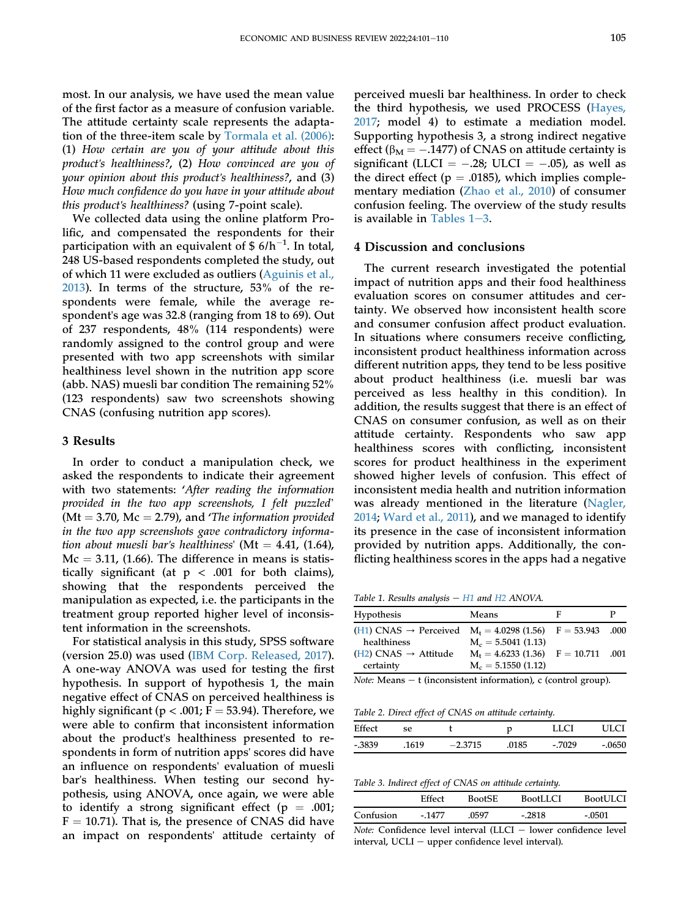most. In our analysis, we have used the mean value of the first factor as a measure of confusion variable. The attitude certainty scale represents the adaptation of the three-item scale by Tormala et al. (2006): (1) *How certain are you of your attitude about this product's healthiness?*, (2) *How convinced are you of your opinion about this product's healthiness?*, and (3) *How much confidence do you have in your attitude about this product's healthiness?* (using 7-point scale).

We collected data using the online platform Prolific, and compensated the respondents for their participation with an equivalent of $ 6/h$^{-1}$. In total, 248 US-based respondents completed the study, out of which 11 were excluded as outliers (Aguinis et al., 2013). In terms of the structure, 53% of the respondents were female, while the average respondent's age was 32.8 (ranging from 18 to 69). Out of 237 respondents, 48% (114 respondents) were randomly assigned to the control group and were presented with two app screenshots with similar healthiness level shown in the nutrition app score (abb. NAS) muesli bar condition The remaining 52% (123 respondents) saw two screenshots showing CNAS (confusing nutrition app scores).

## 3 Results

In order to conduct a manipulation check, we asked the respondents to indicate their agreement with two statements: '*After reading the information provided in the two app screenshots, I felt puzzled*' ($M_t = 3.70$, $M_c = 2.79$), and '*The information provided in the two app screenshots gave contradictory information about muesli bar's healthiness*' ($M_t = 4.41$, (1.64), $M_c = 3.11$, (1.66). The difference in means is statistically significant (at $p < .001$ for both claims), showing that the respondents perceived the manipulation as expected, i.e. the participants in the treatment group reported higher level of inconsistent information in the screenshots.

For statistical analysis in this study, SPSS software (version 25.0) was used (IBM Corp. Released, 2017). A one-way ANOVA was used for testing the first hypothesis. In support of hypothesis 1, the main negative effect of CNAS on perceived healthiness is highly significant ($p < .001$; $F = 53.94$). Therefore, we were able to confirm that inconsistent information about the product's healthiness presented to respondents in form of nutrition apps' scores did have an influence on respondents' evaluation of muesli bar's healthiness. When testing our second hypothesis, using ANOVA, once again, we were able to identify a strong significant effect ($p = .001$; $F = 10.71$). That is, the presence of CNAS did have an impact on respondents' attitude certainty of perceived muesli bar healthiness. In order to check the third hypothesis, we used PROCESS (Hayes, 2017; model 4) to estimate a mediation model. Supporting hypothesis 3, a strong indirect negative effect ($\beta_M = -.1477$) of CNAS on attitude certainty is significant ($LLCI = -.28$; $ULCI = -.05$), as well as the direct effect ($p = .0185$), which implies complementary mediation (Zhao et al., 2010) of consumer confusion feeling. The overview of the study results is available in Tables 1–3.

## 4 Discussion and conclusions

The current research investigated the potential impact of nutrition apps and their food healthiness evaluation scores on consumer attitudes and certainty. We observed how inconsistent health score and consumer confusion affect product evaluation. In situations where consumers receive conflicting, inconsistent product healthiness information across different nutrition apps, they tend to be less positive about product healthiness (i.e. muesli bar was perceived as less healthy in this condition). In addition, the results suggest that there is an effect of CNAS on consumer confusion, as well as on their attitude certainty. Respondents who saw app healthiness scores with conflicting, inconsistent scores for product healthiness in the experiment showed higher levels of confusion. This effect of inconsistent media health and nutrition information was already mentioned in the literature (Nagler, 2014; Ward et al., 2011), and we managed to identify its presence in the case of inconsistent information provided by nutrition apps. Additionally, the conflicting healthiness scores in the apps had a negative

Table 1. Results analysis – H1 and H2 ANOVA.

| Hypothesis | Means | F | P |
|---|---|---|---|
| (H1) CNAS → Perceived healthiness | $M_t = 4.0298$ (1.56) $M_c = 5.5041$ (1.13) | F = 53.943 | .000 |
| (H2) CNAS → Attitude certainty | $M_t = 4.6233$ (1.36) $M_c = 5.1550$ (1.12) | F = 10.711 | .001 |

*Note:* Means – t (inconsistent information), c (control group).

Table 2. Direct effect of CNAS on attitude certainty.

| Effect | se | t | p | LLCI | ULCI |
|---|---|---|---|---|---|
| -.3839 | .1619 | −2.3715 | .0185 | -.7029 | -.0650 |

Table 3. Indirect effect of CNAS on attitude certainty.

| | Effect | BootSE | BootLLCI | BootULCI |
|---|---|---|---|---|
| Confusion | -.1477 | .0597 | -.2818 | -.0501 |

*Note:* Confidence level interval (LLCI – lower confidence level interval, UCLI – upper confidence level interval).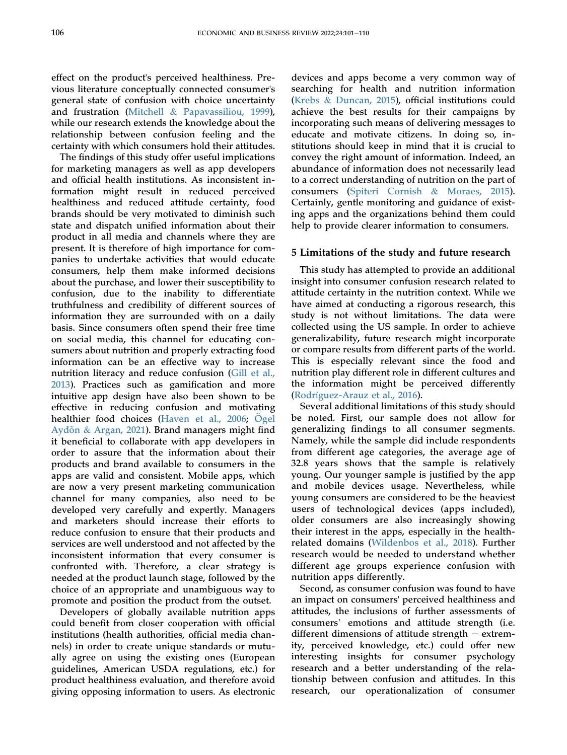effect on the product's perceived healthiness. Previous literature conceptually connected consumer's general state of confusion with choice uncertainty and frustration (Mitchell & Papavassiliou, 1999), while our research extends the knowledge about the relationship between confusion feeling and the certainty with which consumers hold their attitudes.

The findings of this study offer useful implications for marketing managers as well as app developers and official health institutions. As inconsistent information might result in reduced perceived healthiness and reduced attitude certainty, food brands should be very motivated to diminish such state and dispatch unified information about their product in all media and channels where they are present. It is therefore of high importance for companies to undertake activities that would educate consumers, help them make informed decisions about the purchase, and lower their susceptibility to confusion, due to the inability to differentiate truthfulness and credibility of different sources of information they are surrounded with on a daily basis. Since consumers often spend their free time on social media, this channel for educating consumers about nutrition and properly extracting food information can be an effective way to increase nutrition literacy and reduce confusion (Gill et al., 2013). Practices such as gamification and more intuitive app design have also been shown to be effective in reducing confusion and motivating healthier food choices (Haven et al., 2006; Ögel Aydõn & Argan, 2021). Brand managers might find it beneficial to collaborate with app developers in order to assure that the information about their products and brand available to consumers in the apps are valid and consistent. Mobile apps, which are now a very present marketing communication channel for many companies, also need to be developed very carefully and expertly. Managers and marketers should increase their efforts to reduce confusion to ensure that their products and services are well understood and not affected by the inconsistent information that every consumer is confronted with. Therefore, a clear strategy is needed at the product launch stage, followed by the choice of an appropriate and unambiguous way to promote and position the product from the outset.

Developers of globally available nutrition apps could benefit from closer cooperation with official institutions (health authorities, official media channels) in order to create unique standards or mutually agree on using the existing ones (European guidelines, American USDA regulations, etc.) for product healthiness evaluation, and therefore avoid giving opposing information to users. As electronic devices and apps become a very common way of searching for health and nutrition information (Krebs & Duncan, 2015), official institutions could achieve the best results for their campaigns by incorporating such means of delivering messages to educate and motivate citizens. In doing so, institutions should keep in mind that it is crucial to convey the right amount of information. Indeed, an abundance of information does not necessarily lead to a correct understanding of nutrition on the part of consumers (Spiteri Cornish & Moraes, 2015). Certainly, gentle monitoring and guidance of existing apps and the organizations behind them could help to provide clearer information to consumers.

## 5 Limitations of the study and future research

This study has attempted to provide an additional insight into consumer confusion research related to attitude certainty in the nutrition context. While we have aimed at conducting a rigorous research, this study is not without limitations. The data were collected using the US sample. In order to achieve generalizability, future research might incorporate or compare results from different parts of the world. This is especially relevant since the food and nutrition play different role in different cultures and the information might be perceived differently (Rodríguez-Arauz et al., 2016).

Several additional limitations of this study should be noted. First, our sample does not allow for generalizing findings to all consumer segments. Namely, while the sample did include respondents from different age categories, the average age of 32.8 years shows that the sample is relatively young. Our younger sample is justified by the app and mobile devices usage. Nevertheless, while young consumers are considered to be the heaviest users of technological devices (apps included), older consumers are also increasingly showing their interest in the apps, especially in the health-related domains (Wildenbos et al., 2018). Further research would be needed to understand whether different age groups experience confusion with nutrition apps differently.

Second, as consumer confusion was found to have an impact on consumers' perceived healthiness and attitudes, the inclusions of further assessments of consumers' emotions and attitude strength (i.e. different dimensions of attitude strength – extremity, perceived knowledge, etc.) could offer new interesting insights for consumer psychology research and a better understanding of the relationship between confusion and attitudes. In this research, our operationalization of consumer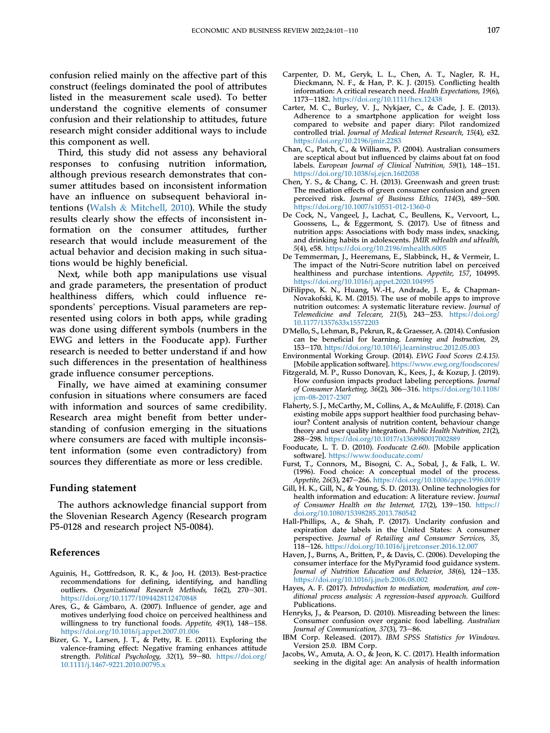confusion relied mainly on the affective part of this construct (feelings dominated the pool of attributes listed in the measurement scale used). To better understand the cognitive elements of consumer confusion and their relationship to attitudes, future research might consider additional ways to include this component as well.

Third, this study did not assess any behavioral responses to confusing nutrition information, although previous research demonstrates that consumer attitudes based on inconsistent information have an influence on subsequent behavioral intentions (Walsh & Mitchell, 2010). While the study results clearly show the effects of inconsistent information on the consumer attitudes, further research that would include measurement of the actual behavior and decision making in such situations would be highly beneficial.

Next, while both app manipulations use visual and grade parameters, the presentation of product healthiness differs, which could influence respondents' perceptions. Visual parameters are represented using colors in both apps, while grading was done using different symbols (numbers in the EWG and letters in the Fooducate app). Further research is needed to better understand if and how such differences in the presentation of healthiness grade influence consumer perceptions.

Finally, we have aimed at examining consumer confusion in situations where consumers are faced with information and sources of same credibility. Research area might benefit from better understanding of confusion emerging in the situations where consumers are faced with multiple inconsistent information (some even contradictory) from sources they differentiate as more or less credible.

## Funding statement

The authors acknowledge financial support from the Slovenian Research Agency (Research program P5-0128 and research project N5-0084).

## References

Aguinis, H., Gottfredson, R. K., & Joo, H. (2013). Best-practice recommendations for defining, identifying, and handling outliers. *Organizational Research Methods, 16*(2), 270–301. https://doi.org/10.1177/1094428112470848

Ares, G., & Gámbaro, A. (2007). Influence of gender, age and motives underlying food choice on perceived healthiness and willingness to try functional foods. *Appetite, 49*(1), 148–158. https://doi.org/10.1016/j.appet.2007.01.006

Bizer, G. Y., Larsen, J. T., & Petty, R. E. (2011). Exploring the valence-framing effect: Negative framing enhances attitude strength. *Political Psychology, 32*(1), 59–80. https://doi.org/10.1111/j.1467-9221.2010.00795.x

Carpenter, D. M., Geryk, L. L., Chen, A. T., Nagler, R. H., Dieckmann, N. F., & Han, P. K. J. (2015). Conflicting health information: A critical research need. *Health Expectations, 19*(6), 1173–1182. https://doi.org/10.1111/hex.12438

Carter, M. C., Burley, V. J., Nykjaer, C., & Cade, J. E. (2013). Adherence to a smartphone application for weight loss compared to website and paper diary: Pilot randomized controlled trial. *Journal of Medical Internet Research, 15*(4), e32. https://doi.org/10.2196/jmir.2283

Chan, C., Patch, C., & Williams, P. (2004). Australian consumers are sceptical about but influenced by claims about fat on food labels. *European Journal of Clinical Nutrition, 59*(1), 148–151. https://doi.org/10.1038/sj.ejcn.1602038

Chen, Y. S., & Chang, C. H. (2013). Greenwash and green trust: The mediation effects of green consumer confusion and green perceived risk. *Journal of Business Ethics, 114*(3), 489–500. https://doi.org/10.1007/s10551-012-1360-0

De Cock, N., Vangeel, J., Lachat, C., Beullens, K., Vervoort, L., Goossens, L., & Eggermont, S. (2017). Use of fitness and nutrition apps: Associations with body mass index, snacking, and drinking habits in adolescents. *JMIR mHealth and uHealth, 5*(4), e58. https://doi.org/10.2196/mhealth.6005

De Temmerman, J., Heeremans, E., Slabbinck, H., & Vermeir, I.. The impact of the Nutri-Score nutrition label on perceived healthiness and purchase intentions. *Appetite, 157*, 104995. https://doi.org/10.1016/j.appet.2020.104995

DiFilippo, K. N., Huang, W.-H., Andrade, J. E., & Chapman-Novakofski, K. M. (2015). The use of mobile apps to improve nutrition outcomes: A systematic literature review. *Journal of Telemedicine and Telecare, 21*(5), 243–253. https://doi.org/10.1177/1357633x15572203

D'Mello, S., Lehman, B., Pekrun, R., & Graesser, A. (2014). Confusion can be beneficial for learning. *Learning and Instruction, 29*, 153–170. https://doi.org/10.1016/j.learninstruc.2012.05.003

Environmental Working Group. (2014). *EWG Food Scores (2.4.15).* [Mobile application software]. https://www.ewg.org/foodscores/

Fitzgerald, M. P., Russo Donovan, K., Kees, J., & Kozup, J. (2019). How confusion impacts product labeling perceptions. *Journal of Consumer Marketing, 36*(2), 306–316. https://doi.org/10.1108/jcm-08-2017-2307

Flaherty, S. J., McCarthy, M., Collins, A., & McAuliffe, F. (2018). Can existing mobile apps support healthier food purchasing behaviour? Content analysis of nutrition content, behaviour change theory and user quality integration. *Public Health Nutrition, 21*(2), 288–298. https://doi.org/10.1017/s1368980017002889

Fooducate, L. T. D. (2010). *Fooducate (2.60).* [Mobile application software]. https://www.fooducate.com/

Furst, T., Connors, M., Bisogni, C. A., Sobal, J., & Falk, L. W. (1996). Food choice: A conceptual model of the process. *Appetite, 26*(3), 247–266. https://doi.org/10.1006/appe.1996.0019

Gill, H. K., Gill, N., & Young, S. D. (2013). Online technologies for health information and education: A literature review. *Journal of Consumer Health on the Internet, 17*(2), 139–150. https://doi.org/10.1080/15398285.2013.780542

Hall-Phillips, A., & Shah, P. (2017). Unclarity confusion and expiration date labels in the United States: A consumer perspective. *Journal of Retailing and Consumer Services, 35*, 118–126. https://doi.org/10.1016/j.jretconser.2016.12.007

Haven, J., Burns, A., Britten, P., & Davis, C. (2006). Developing the consumer interface for the MyPyramid food guidance system. *Journal of Nutrition Education and Behavior, 38*(6), 124–135. https://doi.org/10.1016/j.jneb.2006.08.002

Hayes, A. F. (2017). *Introduction to mediation, moderation, and conditional process analysis: A regression-based approach*. Guilford Publications.

Henryks, J., & Pearson, D. (2010). Misreading between the lines: Consumer confusion over organic food labelling. *Australian Journal of Communication, 37*(3), 73–86.

IBM Corp. Released. (2017). *IBM SPSS Statistics for Windows*. Version 25.0. IBM Corp.

Jacobs, W., Amuta, A. O., & Jeon, K. C. (2017). Health information seeking in the digital age: An analysis of health information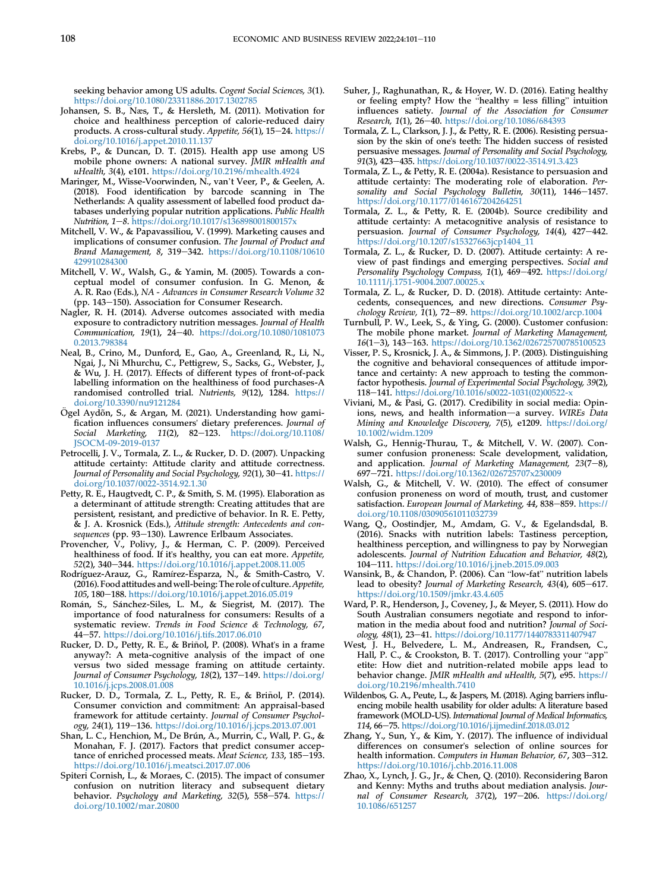seeking behavior among US adults. *Cogent Social Sciences, 3*(1). https://doi.org/10.1080/23311886.2017.1302785

Johansen, S. B., Næs, T., & Hersleth, M. (2011). Motivation for choice and healthiness perception of calorie-reduced dairy products. A cross-cultural study. *Appetite, 56*(1), 15–24. https://doi.org/10.1016/j.appet.2010.11.137

Krebs, P., & Duncan, D. T. (2015). Health app use among US mobile phone owners: A national survey. *JMIR mHealth and uHealth, 3*(4), e101. https://doi.org/10.2196/mhealth.4924

Maringer, M., Wisse-Voorwinden, N., van't Veer, P., & Geelen, A. (2018). Food identification by barcode scanning in The Netherlands: A quality assessment of labelled food product databases underlying popular nutrition applications. *Public Health Nutrition*, 1–8. https://doi.org/10.1017/s136898001800157x

Mitchell, V. W., & Papavassiliou, V. (1999). Marketing causes and implications of consumer confusion. *The Journal of Product and Brand Management, 8*, 319–342. https://doi.org/10.1108/10610429910284300

Mitchell, V. W., Walsh, G., & Yamin, M. (2005). Towards a conceptual model of consumer confusion. In G. Menon, & A. R. Rao (Eds.), *NA - Advances in Consumer Research Volume 32* (pp. 143–150). Association for Consumer Research.

Nagler, R. H. (2014). Adverse outcomes associated with media exposure to contradictory nutrition messages. *Journal of Health Communication, 19*(1), 24–40. https://doi.org/10.1080/10810730.2013.798384

Neal, B., Crino, M., Dunford, E., Gao, A., Greenland, R., Li, N., Ngai, J., Ni Mhurchu, C., Pettigrew, S., Sacks, G., Webster, J., & Wu, J. H. (2017). Effects of different types of front-of-pack labelling information on the healthiness of food purchases-A randomised controlled trial. *Nutrients, 9*(12), 1284. https://doi.org/10.3390/nu9121284

Ögel Aydõn, S., & Argan, M. (2021). Understanding how gamification influences consumers' dietary preferences. *Journal of Social Marketing, 11*(2), 82–123. https://doi.org/10.1108/JSOCM-09-2019-0137

Petrocelli, J. V., Tormala, Z. L., & Rucker, D. D. (2007). Unpacking attitude certainty: Attitude clarity and attitude correctness. *Journal of Personality and Social Psychology, 92*(1), 30–41. https://doi.org/10.1037/0022-3514.92.1.30

Petty, R. E., Haugtvedt, C. P., & Smith, S. M. (1995). Elaboration as a determinant of attitude strength: Creating attitudes that are persistent, resistant, and predictive of behavior. In R. E. Petty, & J. A. Krosnick (Eds.), *Attitude strength: Antecedents and consequences* (pp. 93–130). Lawrence Erlbaum Associates.

Provencher, V., Polivy, J., & Herman, C. P. (2009). Perceived healthiness of food. If it's healthy, you can eat more. *Appetite, 52*(2), 340–344. https://doi.org/10.1016/j.appet.2008.11.005

Rodríguez-Arauz, G., Ramírez-Esparza, N., & Smith-Castro, V. (2016). Food attitudes and well-being: The role of culture. *Appetite, 105*, 180–188. https://doi.org/10.1016/j.appet.2016.05.019

Román, S., Sánchez-Siles, L. M., & Siegrist, M. (2017). The importance of food naturalness for consumers: Results of a systematic review. *Trends in Food Science & Technology, 67*, 44–57. https://doi.org/10.1016/j.tifs.2017.06.010

Rucker, D. D., Petty, R. E., & Briñol, P. (2008). What's in a frame anyway?: A meta-cognitive analysis of the impact of one versus two sided message framing on attitude certainty. *Journal of Consumer Psychology, 18*(2), 137–149. https://doi.org/10.1016/j.jcps.2008.01.008

Rucker, D. D., Tormala, Z. L., Petty, R. E., & Briñol, P. (2014). Consumer conviction and commitment: An appraisal-based framework for attitude certainty. *Journal of Consumer Psychology, 24*(1), 119–136. https://doi.org/10.1016/j.jcps.2013.07.001

Shan, L. C., Henchion, M., De Brún, A., Murrin, C., Wall, P. G., & Monahan, F. J. (2017). Factors that predict consumer acceptance of enriched processed meats. *Meat Science, 133*, 185–193. https://doi.org/10.1016/j.meatsci.2017.07.006

Spiteri Cornish, L., & Moraes, C. (2015). The impact of consumer confusion on nutrition literacy and subsequent dietary behavior. *Psychology and Marketing, 32*(5), 558–574. https://doi.org/10.1002/mar.20800

Suher, J., Raghunathan, R., & Hoyer, W. D. (2016). Eating healthy or feeling empty? How the "healthy = less filling" intuition influences satiety. *Journal of the Association for Consumer Research, 1*(1), 26–40. https://doi.org/10.1086/684393

Tormala, Z. L., Clarkson, J. J., & Petty, R. E. (2006). Resisting persuasion by the skin of one's teeth: The hidden success of resisted persuasive messages. *Journal of Personality and Social Psychology, 91*(3), 423–435. https://doi.org/10.1037/0022-3514.91.3.423

Tormala, Z. L., & Petty, R. E. (2004a). Resistance to persuasion and attitude certainty: The moderating role of elaboration. *Personality and Social Psychology Bulletin, 30*(11), 1446–1457. https://doi.org/10.1177/0146167204264251

Tormala, Z. L., & Petty, R. E. (2004b). Source credibility and attitude certainty: A metacognitive analysis of resistance to persuasion. *Journal of Consumer Psychology, 14*(4), 427–442. https://doi.org/10.1207/s15327663jcp1404_11

Tormala, Z. L., & Rucker, D. D. (2007). Attitude certainty: A review of past findings and emerging perspectives. *Social and Personality Psychology Compass, 1*(1), 469–492. https://doi.org/10.1111/j.1751-9004.2007.00025.x

Tormala, Z. L., & Rucker, D. D. (2018). Attitude certainty: Antecedents, consequences, and new directions. *Consumer Psychology Review, 1*(1), 72–89. https://doi.org/10.1002/arcp.1004

Turnbull, P. W., Leek, S., & Ying, G. (2000). Customer confusion: The mobile phone market. *Journal of Marketing Management, 16*(1–3), 143–163. https://doi.org/10.1362/026725700785100523

Visser, P. S., Krosnick, J. A., & Simmons, J. P. (2003). Distinguishing the cognitive and behavioral consequences of attitude importance and certainty: A new approach to testing the common-factor hypothesis. *Journal of Experimental Social Psychology, 39*(2), 118–141. https://doi.org/10.1016/s0022-1031(02)00522-x

Viviani, M., & Pasi, G. (2017). Credibility in social media: Opinions, news, and health information—a survey. *WIREs Data Mining and Knowledge Discovery, 7*(5), e1209. https://doi.org/10.1002/widm.1209

Walsh, G., Hennig-Thurau, T., & Mitchell, V. W. (2007). Consumer confusion proneness: Scale development, validation, and application. *Journal of Marketing Management, 23*(7–8), 697–721. https://doi.org/10.1362/026725707x230009

Walsh, G., & Mitchell, V. W. (2010). The effect of consumer confusion proneness on word of mouth, trust, and customer satisfaction. *European Journal of Marketing, 44*, 838–859. https://doi.org/10.1108/03090561011032739

Wang, Q., Oostindjer, M., Amdam, G. V., & Egelandsdal, B. (2016). Snacks with nutrition labels: Tastiness perception, healthiness perception, and willingness to pay by Norwegian adolescents. *Journal of Nutrition Education and Behavior, 48*(2), 104–111. https://doi.org/10.1016/j.jneb.2015.09.003

Wansink, B., & Chandon, P. (2006). Can "low-fat" nutrition labels lead to obesity? *Journal of Marketing Research, 43*(4), 605–617. https://doi.org/10.1509/jmkr.43.4.605

Ward, P. R., Henderson, J., Coveney, J., & Meyer, S. (2011). How do South Australian consumers negotiate and respond to information in the media about food and nutrition? *Journal of Sociology, 48*(1), 23–41. https://doi.org/10.1177/1440783311407947

West, J. H., Belvedere, L. M., Andreasen, R., Frandsen, C., Hall, P. C., & Crookston, B. T. (2017). Controlling your "app" etite: How diet and nutrition-related mobile apps lead to behavior change. *JMIR mHealth and uHealth, 5*(7), e95. https://doi.org/10.2196/mhealth.7410

Wildenbos, G. A., Peute, L., & Jaspers, M. (2018). Aging barriers influencing mobile health usability for older adults: A literature based framework (MOLD-US). *International Journal of Medical Informatics, 114*, 66–75. https://doi.org/10.1016/j.ijmedinf.2018.03.012

Zhang, Y., Sun, Y., & Kim, Y. (2017). The influence of individual differences on consumer's selection of online sources for health information. *Computers in Human Behavior, 67*, 303–312. https://doi.org/10.1016/j.chb.2016.11.008

Zhao, X., Lynch, J. G., Jr., & Chen, Q. (2010). Reconsidering Baron and Kenny: Myths and truths about mediation analysis. *Journal of Consumer Research, 37*(2), 197–206. https://doi.org/10.1086/651257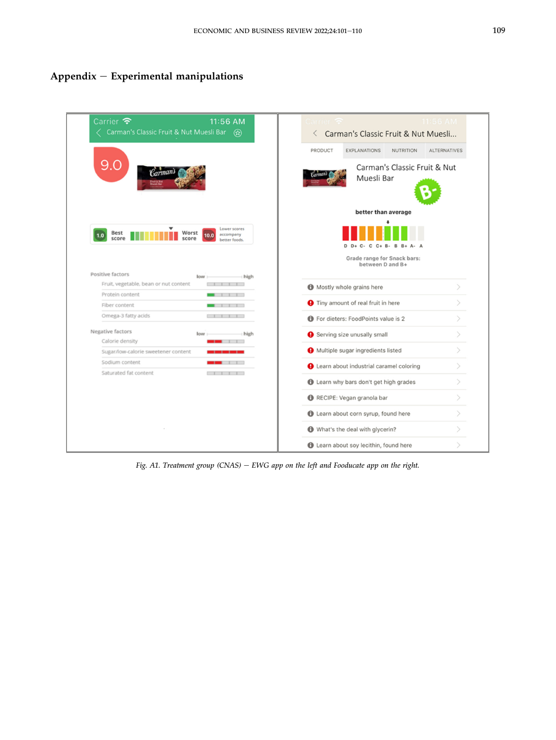## Appendix – Experimental manipulations

*Fig. A1. Treatment group (CNAS) – EWG app on the left and Foodcocate app on the right.*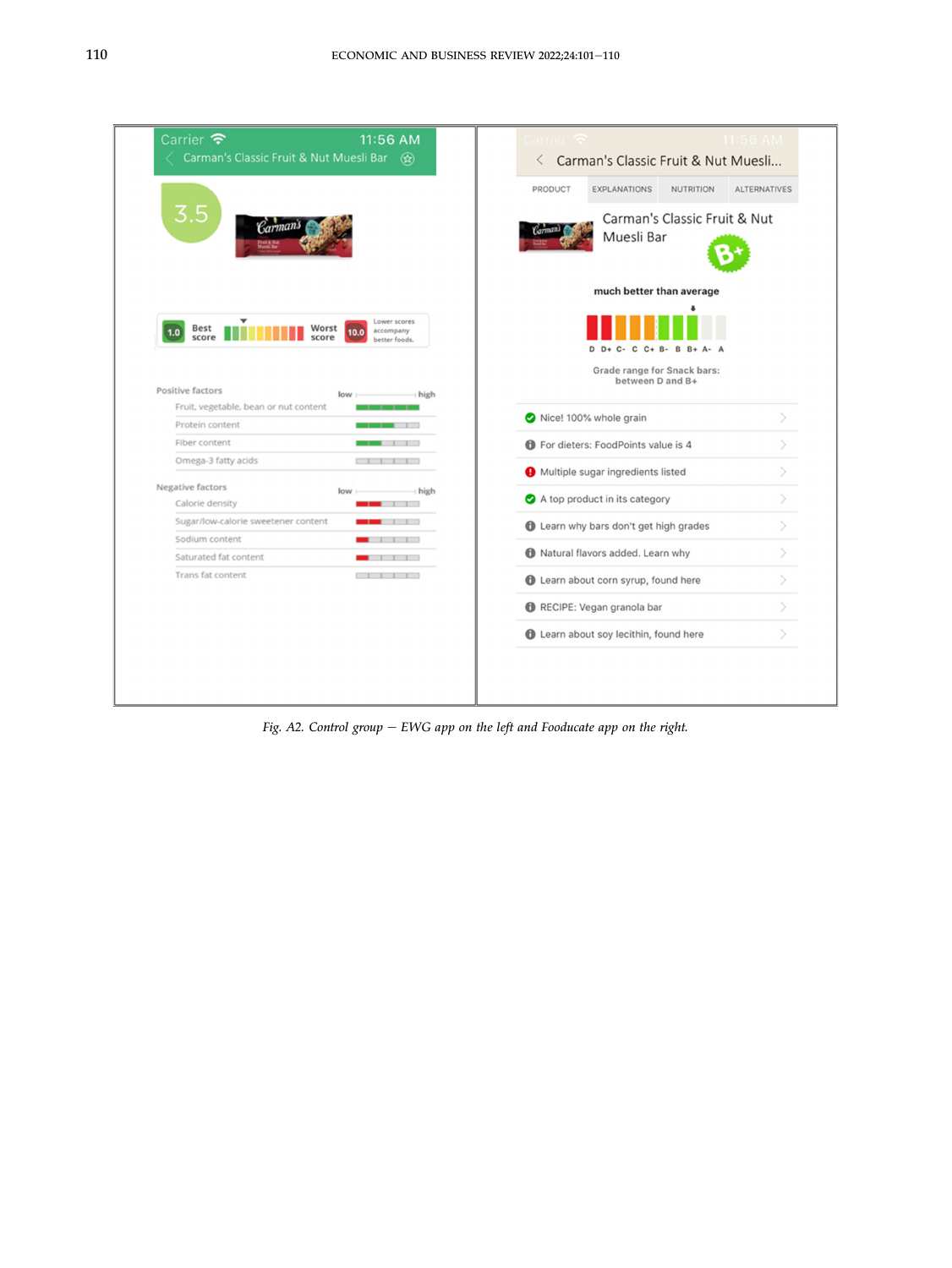Carrier 11:56 AM
Carman's Classic Fruit & Nut Muesli Bar

3.5

1.0 Best score Worst score 10.0 Lower scores accompany better foods.

Positive factors low high
Fruit, vegetable, bean or nut content
Protein content
Fiber content
Omega-3 fatty acids

Negative factors low high
Calorie density
Sugar/low-calorie sweetener content
Sodium content
Saturated fat content
Trans fat content

Carrier 11:56 AM
Carman's Classic Fruit & Nut Muesli...

PRODUCT EXPLANATIONS NUTRITION ALTERNATIVES

Carman's Classic Fruit & Nut Muesli Bar

B+

much better than average

D D+ C- C C+ B- B B+ A- A

Grade range for Snack bars: between D and B+

Nice! 100% whole grain
For dieters: FoodPoints value is 4
Multiple sugar ingredients listed
A top product in its category
Learn why bars don't get high grades
Natural flavors added. Learn why
Learn about corn syrup, found here
RECIPE: Vegan granola bar
Learn about soy lecithin, found here

*Fig. A2. Control group – EWG app on the left and Fooducate app on the right.*